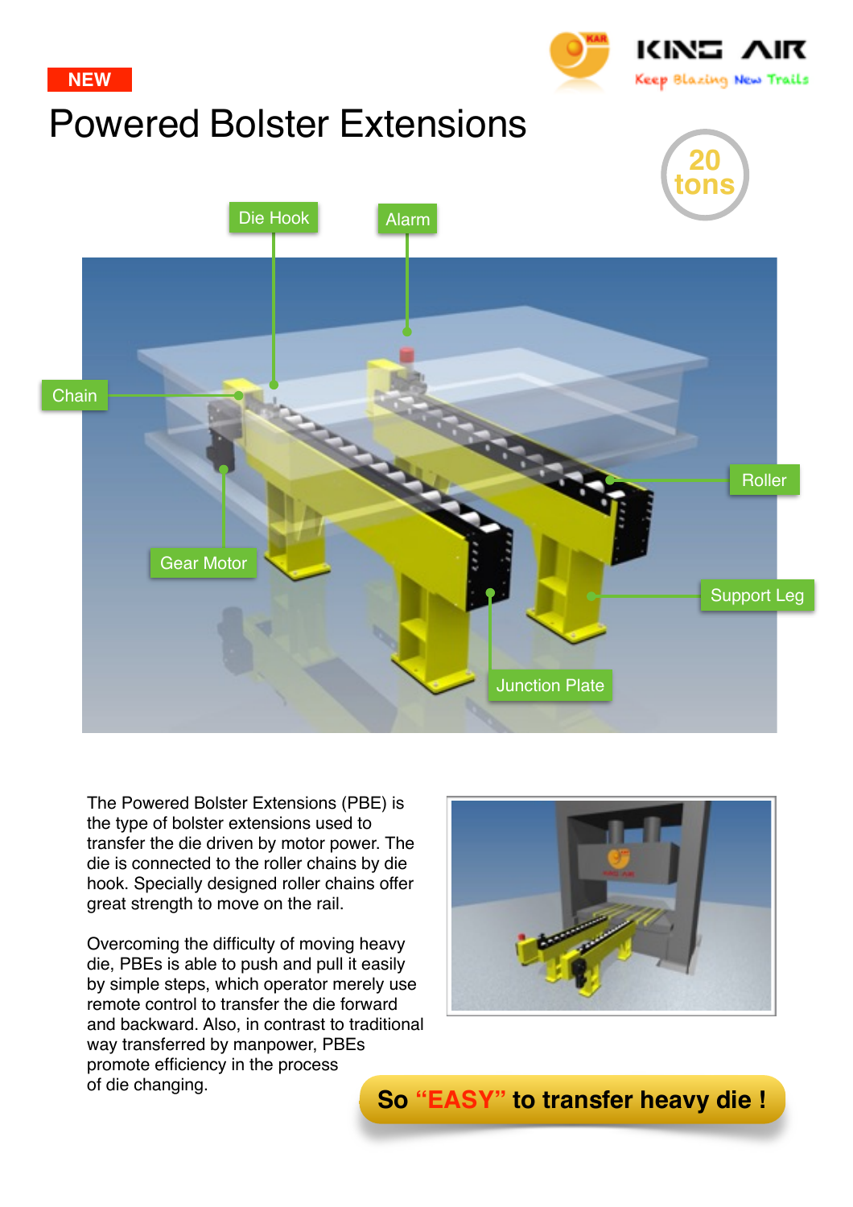NEW

# Powered Bolster Extensions

20 tons

Die Hook

Alarm

Chain

Roller

Gear Motor

Support Leg

Junction Plate

The Powered Bolster Extensions (PBE) is the type of bolster extensions used to transfer the die driven by motor power. The die is connected to the roller chains by die hook. Specially designed roller chains offer great strength to move on the rail.

Overcoming the difficulty of moving heavy die, PBEs is able to push and pull it easily by simple steps, which operator merely use remote control to transfer the die forward and backward. Also, in contrast to traditional way transferred by manpower, PBEs promote efficiency in the process of die changing.

**So “EASY” to transfer heavy die !**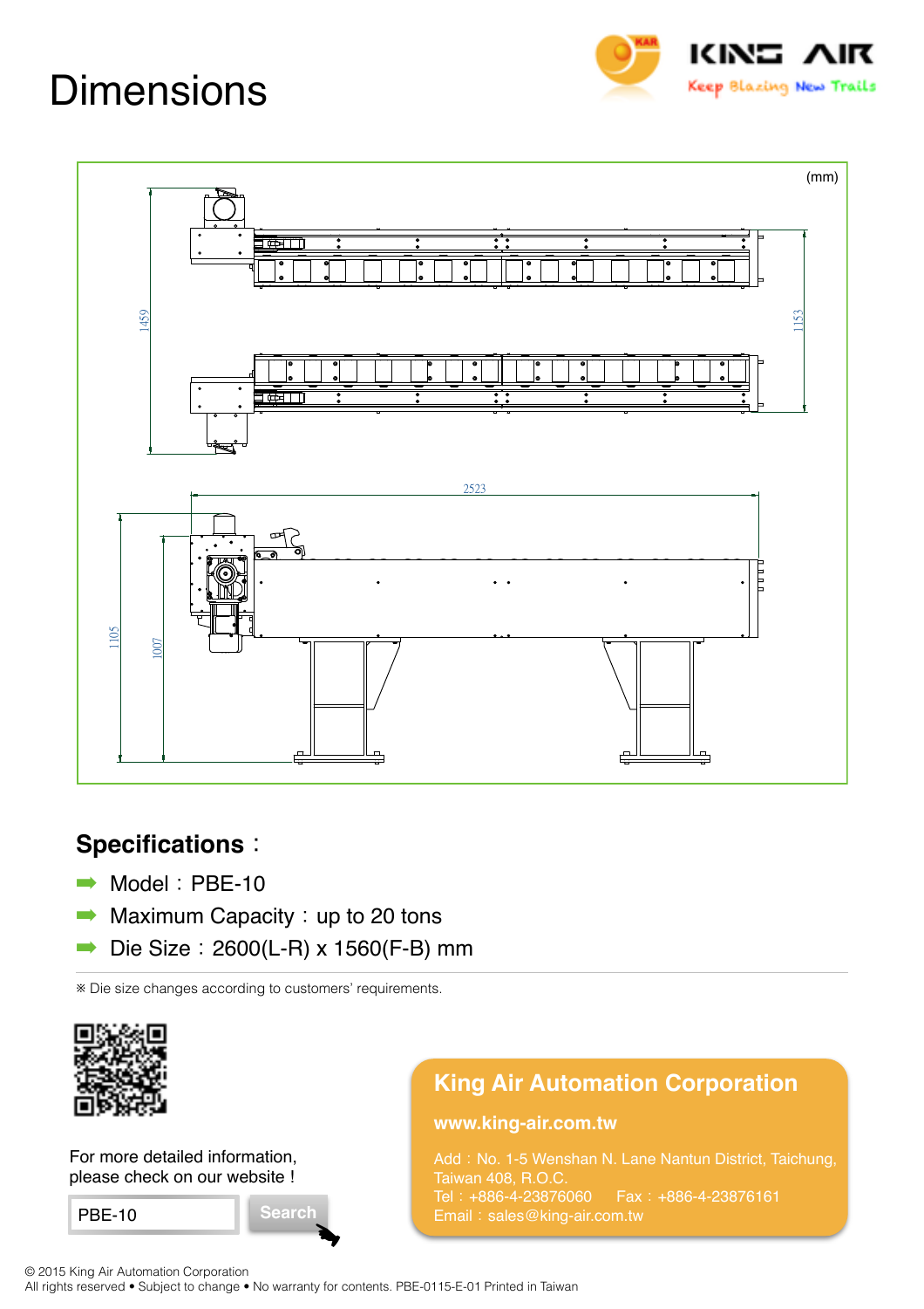# Dimensions

(mm)

1459

1153

2523

1105

1007

## Specifications：

- Model：PBE-10
- Maximum Capacity：up to 20 tons
- Die Size：2600(L-R) x 1560(F-B) mm

※ Die size changes according to customers' requirements.

For more detailed information, please check on our website !

PBE-10

Search

**King Air Automation Corporation**

**www.king-air.com.tw**

Add：No. 1-5 Wenshan N. Lane Nantun District, Taichung, Taiwan 408, R.O.C.
Tel：+886-4-23876060　　Fax：+886-4-23876161
Email：sales@king-air.com.tw

© 2015 King Air Automation Corporation
All rights reserved • Subject to change • No warranty for contents. PBE-0115-E-01 Printed in Taiwan